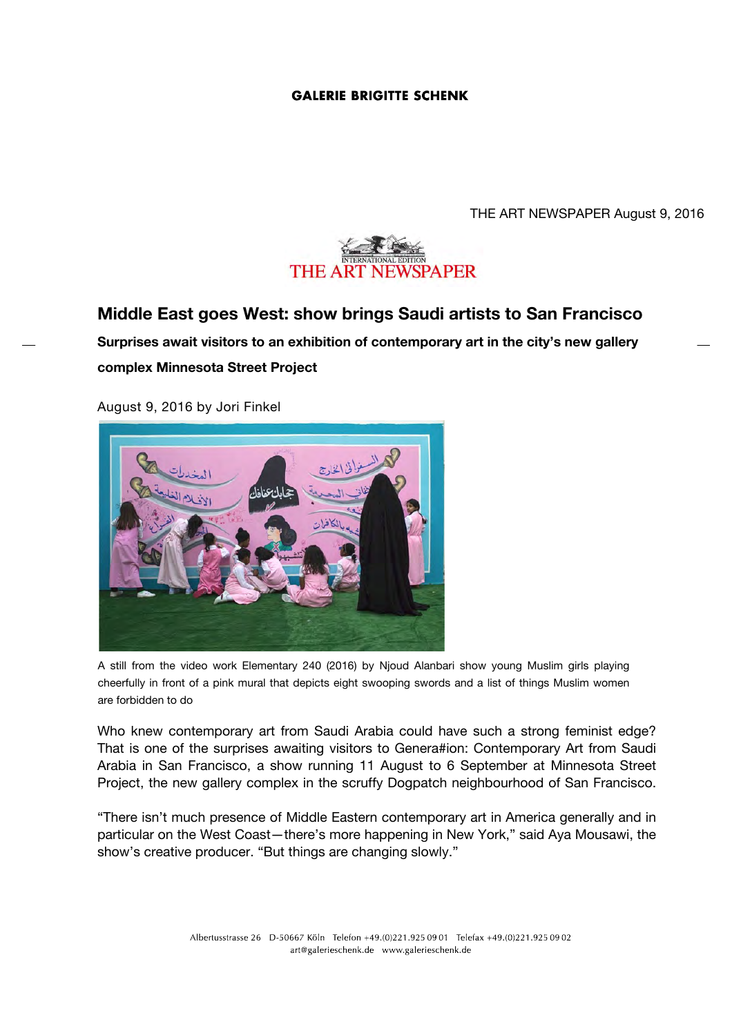GALERIE BRIGITTE SCHENK

THE ART NEWSPAPER August 9, 2016

INTERNATIONAL EDITION
THE ART NEWSPAPER

## Middle East goes West: show brings Saudi artists to San Francisco

**Surprises await visitors to an exhibition of contemporary art in the city's new gallery complex Minnesota Street Project**

August 9, 2016 by Jori Finkel

A still from the video work Elementary 240 (2016) by Njoud Alanbari show young Muslim girls playing cheerfully in front of a pink mural that depicts eight swooping swords and a list of things Muslim women are forbidden to do

Who knew contemporary art from Saudi Arabia could have such a strong feminist edge? That is one of the surprises awaiting visitors to Genera#ion: Contemporary Art from Saudi Arabia in San Francisco, a show running 11 August to 6 September at Minnesota Street Project, the new gallery complex in the scruffy Dogpatch neighbourhood of San Francisco.

"There isn't much presence of Middle Eastern contemporary art in America generally and in particular on the West Coast—there's more happening in New York," said Aya Mousawi, the show's creative producer. "But things are changing slowly."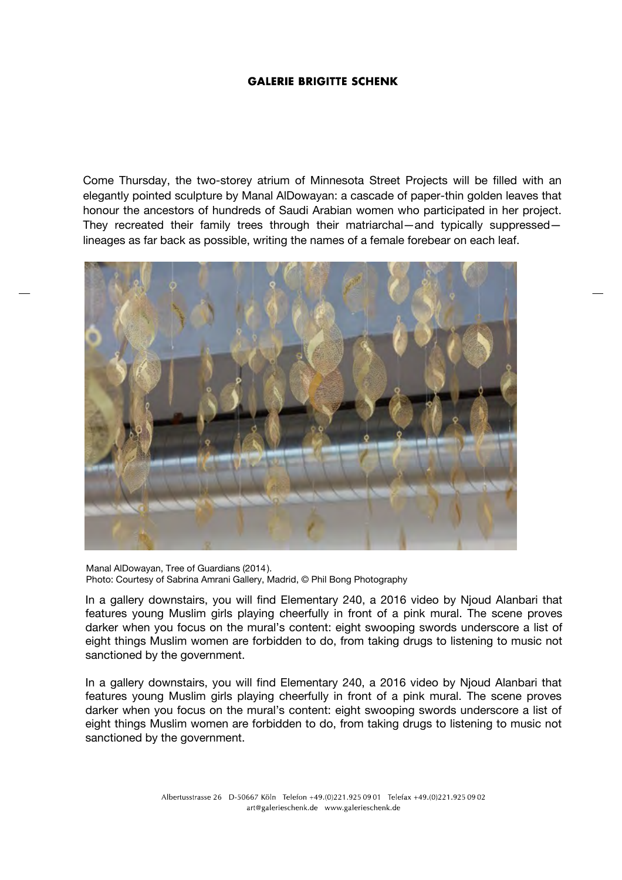Come Thursday, the two-storey atrium of Minnesota Street Projects will be filled with an elegantly pointed sculpture by Manal AlDowayan: a cascade of paper-thin golden leaves that honour the ancestors of hundreds of Saudi Arabian women who participated in her project. They recreated their family trees through their matriarchal—and typically suppressed—lineages as far back as possible, writing the names of a female forebear on each leaf.

Manal AlDowayan, Tree of Guardians (2014).
Photo: Courtesy of Sabrina Amrani Gallery, Madrid, © Phil Bong Photography

In a gallery downstairs, you will find Elementary 240, a 2016 video by Njoud Alanbari that features young Muslim girls playing cheerfully in front of a pink mural. The scene proves darker when you focus on the mural's content: eight swooping swords underscore a list of eight things Muslim women are forbidden to do, from taking drugs to listening to music not sanctioned by the government.

In a gallery downstairs, you will find Elementary 240, a 2016 video by Njoud Alanbari that features young Muslim girls playing cheerfully in front of a pink mural. The scene proves darker when you focus on the mural's content: eight swooping swords underscore a list of eight things Muslim women are forbidden to do, from taking drugs to listening to music not sanctioned by the government.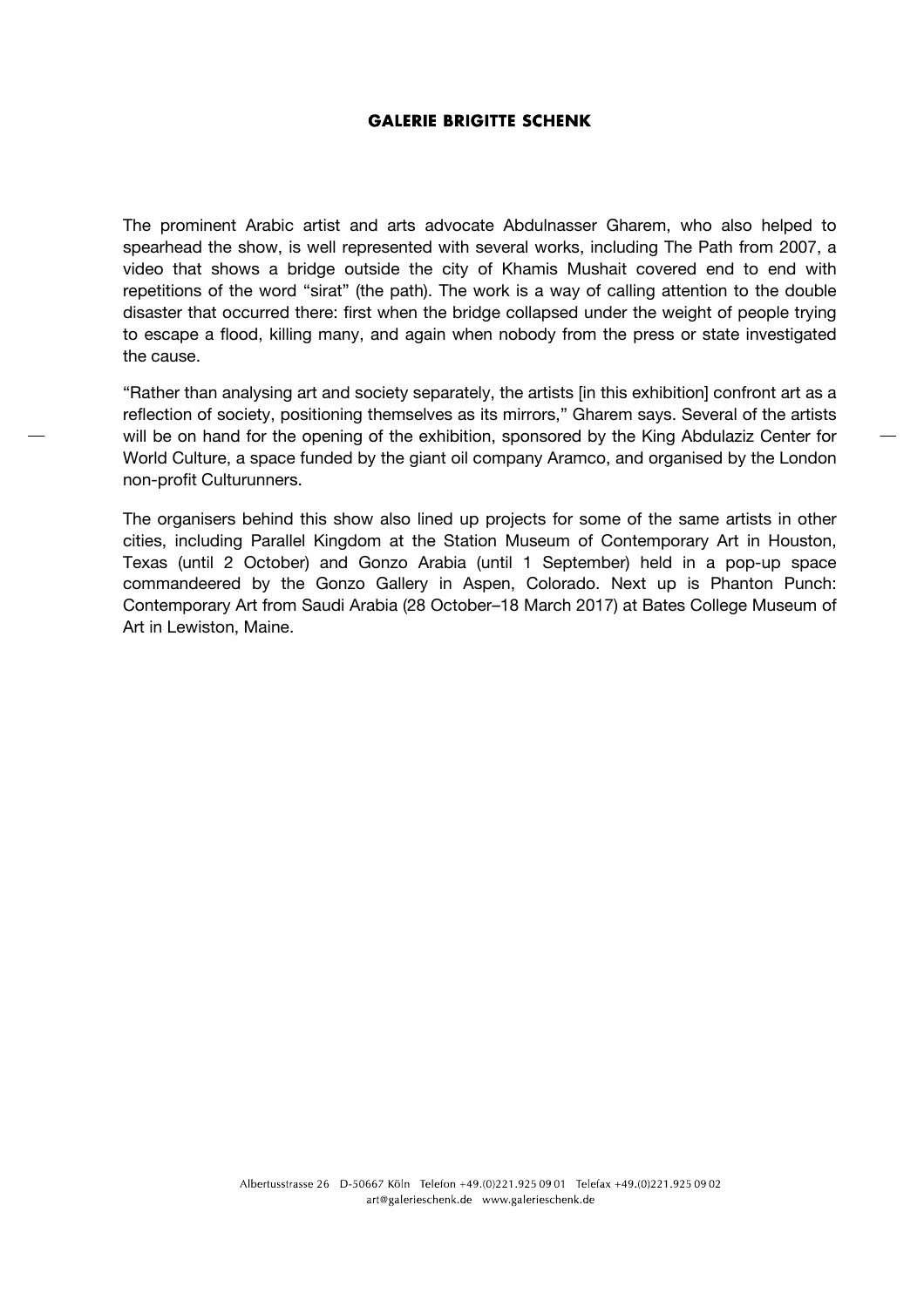The prominent Arabic artist and arts advocate Abdulnasser Gharem, who also helped to spearhead the show, is well represented with several works, including The Path from 2007, a video that shows a bridge outside the city of Khamis Mushait covered end to end with repetitions of the word “sirat” (the path). The work is a way of calling attention to the double disaster that occurred there: first when the bridge collapsed under the weight of people trying to escape a flood, killing many, and again when nobody from the press or state investigated the cause.

“Rather than analysing art and society separately, the artists [in this exhibition] confront art as a reflection of society, positioning themselves as its mirrors,” Gharem says. Several of the artists will be on hand for the opening of the exhibition, sponsored by the King Abdulaziz Center for World Culture, a space funded by the giant oil company Aramco, and organised by the London non-profit Culturunners.

The organisers behind this show also lined up projects for some of the same artists in other cities, including Parallel Kingdom at the Station Museum of Contemporary Art in Houston, Texas (until 2 October) and Gonzo Arabia (until 1 September) held in a pop-up space commandeered by the Gonzo Gallery in Aspen, Colorado. Next up is Phanton Punch: Contemporary Art from Saudi Arabia (28 October–18 March 2017) at Bates College Museum of Art in Lewiston, Maine.